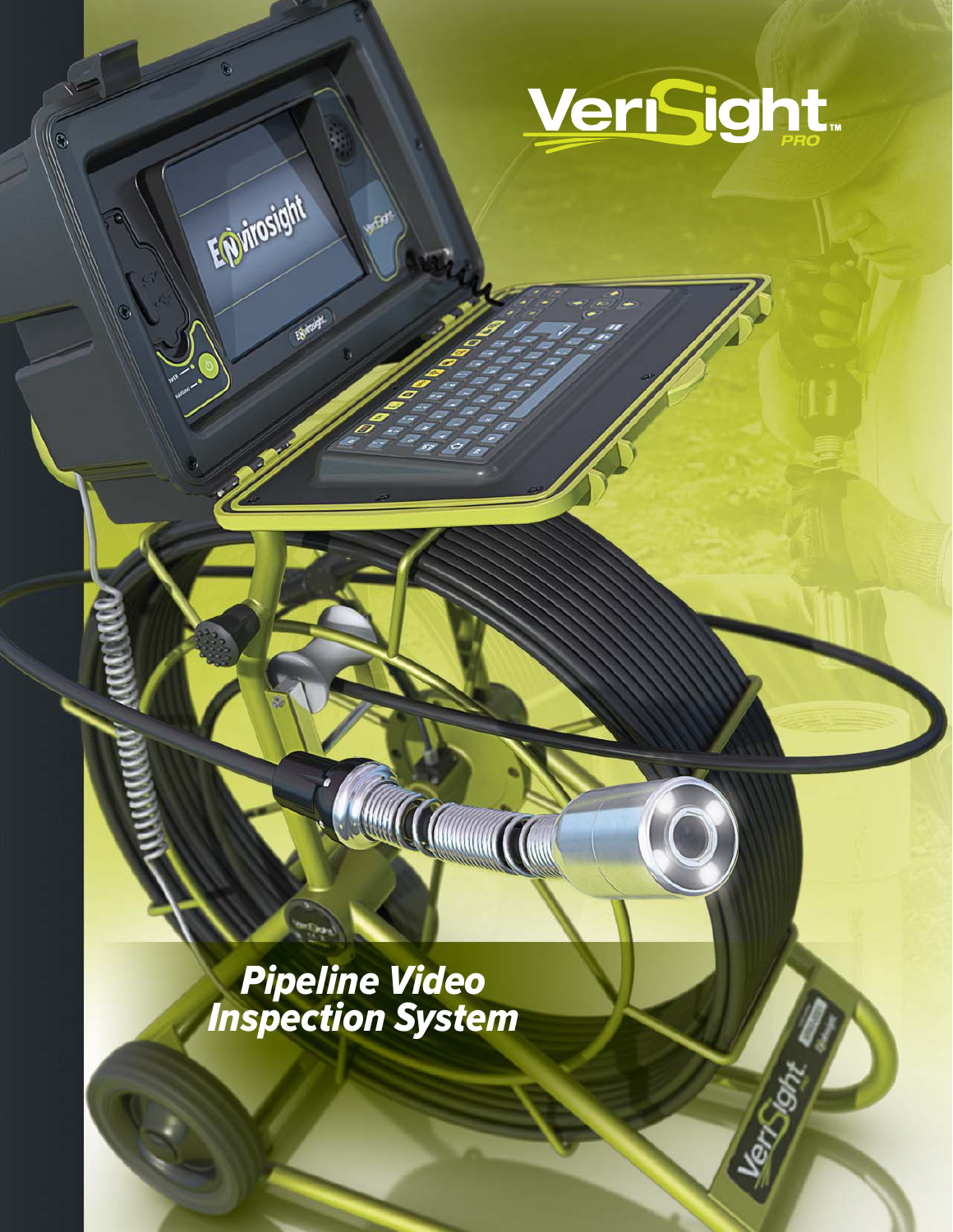# VeriSight™ PRO

## *Pipeline Video Inspection System*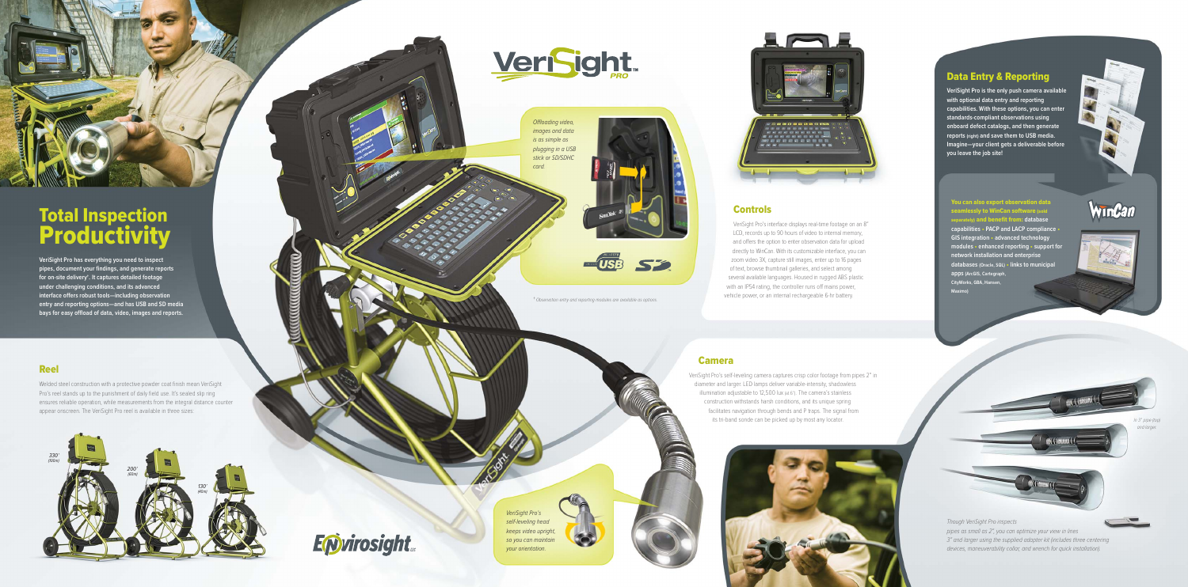# Total Inspection Productivity

**VeriSight Pro has everything you need to inspect pipes, document your findings, and generate reports for on-site delivery*. It captures detailed footage under challenging conditions, and its advanced interface offers robust tools—including observation entry and reporting options—and has USB and SD media bays for easy offload of data, video, images and reports.**

*Offloading video, images and data is as simple as plugging in a USB stick or SD/SDHC card.*

* Observation entry and reporting modules are available as options.

## Controls

VeriSight Pro's interface displays real-time footage on an 8" LCD, records up to 90 hours of video to internal memory, and offers the option to enter observation data for upload directly to WinCan. With its customizable interface, you can zoom video 3X, capture still images, enter up to 16 pages of text, browse thumbnail galleries, and select among several available languages. Housed in rugged ABS plastic with an IP54 rating, the controller runs off mains power, vehicle power, or an internal rechargeable 6-hr battery.

## Data Entry & Reporting

**VeriSight Pro is the only push camera available with optional data entry and reporting capabilities. With these options, you can enter standards-compliant observations using onboard defect catalogs, and then generate reports (right) and save them to USB media. Imagine—your client gets a deliverable before you leave the job site!**

**You can also export observation data seamlessly to WinCan software (sold separately) and benefit from: database capabilities • PACP and LACP compliance • GIS integration • advanced technology modules • enhanced reporting • support for network installation and enterprise databases (Oracle, SQL) • links to municipal apps (ArcGIS, Cartegraph, CityWorks, GBA, Hansen, Maximo)**

## Reel

Welded steel construction with a protective powder coat finish mean VeriSight Pro's reel stands up to the punishment of daily field use. It's sealed slip ring ensures reliable operation, while measurements from the integral distance counter appear onscreen. The VeriSight Pro reel is available in three sizes:

330' (100m) · 200' (60m) · 130' (40m)

## Camera

VeriSight Pro's self-leveling camera captures crisp color footage from pipes 2" in diameter and larger. LED lamps deliver variable-intensity, shadowless illumination adjustable to 12,500 lux (+/-). The camera's stainless construction withstands harsh conditions, and its unique spring facilitates navigation through bends and P traps. The signal from its tri-band sonde can be picked up by most any locator.

*VeriSight Pro's self-leveling head keeps video upright, so you can maintain your orientation.*

*Though VeriSight Pro inspects pipes as small as 2", you can optimize your view in lines 3" and larger using the supplied adapter kit (includes three centering devices, maneuverability collar, and wrench for quick installation).*

*In 3" pipe (top) and larger*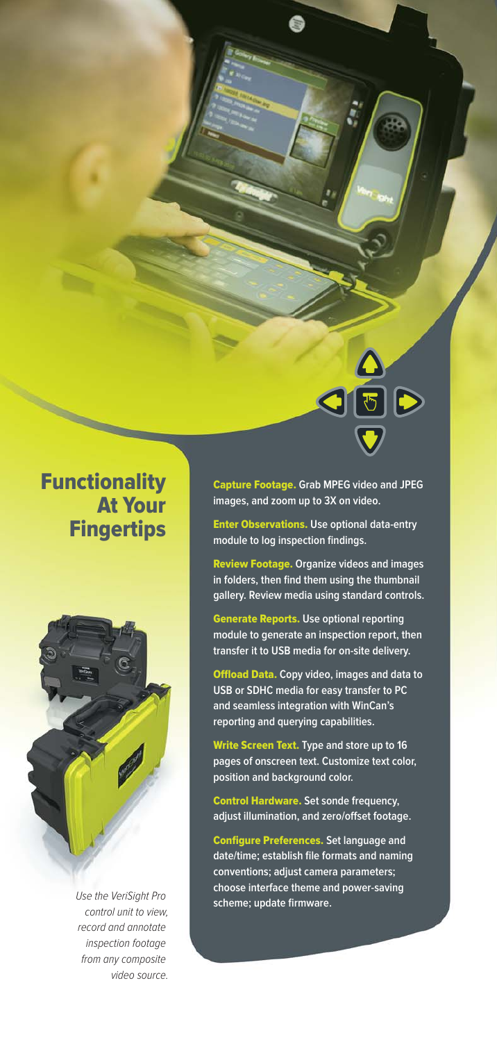# Functionality At Your Fingertips

*Use the VeriSight Pro control unit to view, record and annotate inspection footage from any composite video source.*

**Capture Footage.** Grab MPEG video and JPEG images, and zoom up to 3X on video.

**Enter Observations.** Use optional data-entry module to log inspection findings.

**Review Footage.** Organize videos and images in folders, then find them using the thumbnail gallery. Review media using standard controls.

**Generate Reports.** Use optional reporting module to generate an inspection report, then transfer it to USB media for on-site delivery.

**Offload Data.** Copy video, images and data to USB or SDHC media for easy transfer to PC and seamless integration with WinCan's reporting and querying capabilities.

**Write Screen Text.** Type and store up to 16 pages of onscreen text. Customize text color, position and background color.

**Control Hardware.** Set sonde frequency, adjust illumination, and zero/offset footage.

**Configure Preferences.** Set language and date/time; establish file formats and naming conventions; adjust camera parameters; choose interface theme and power-saving scheme; update firmware.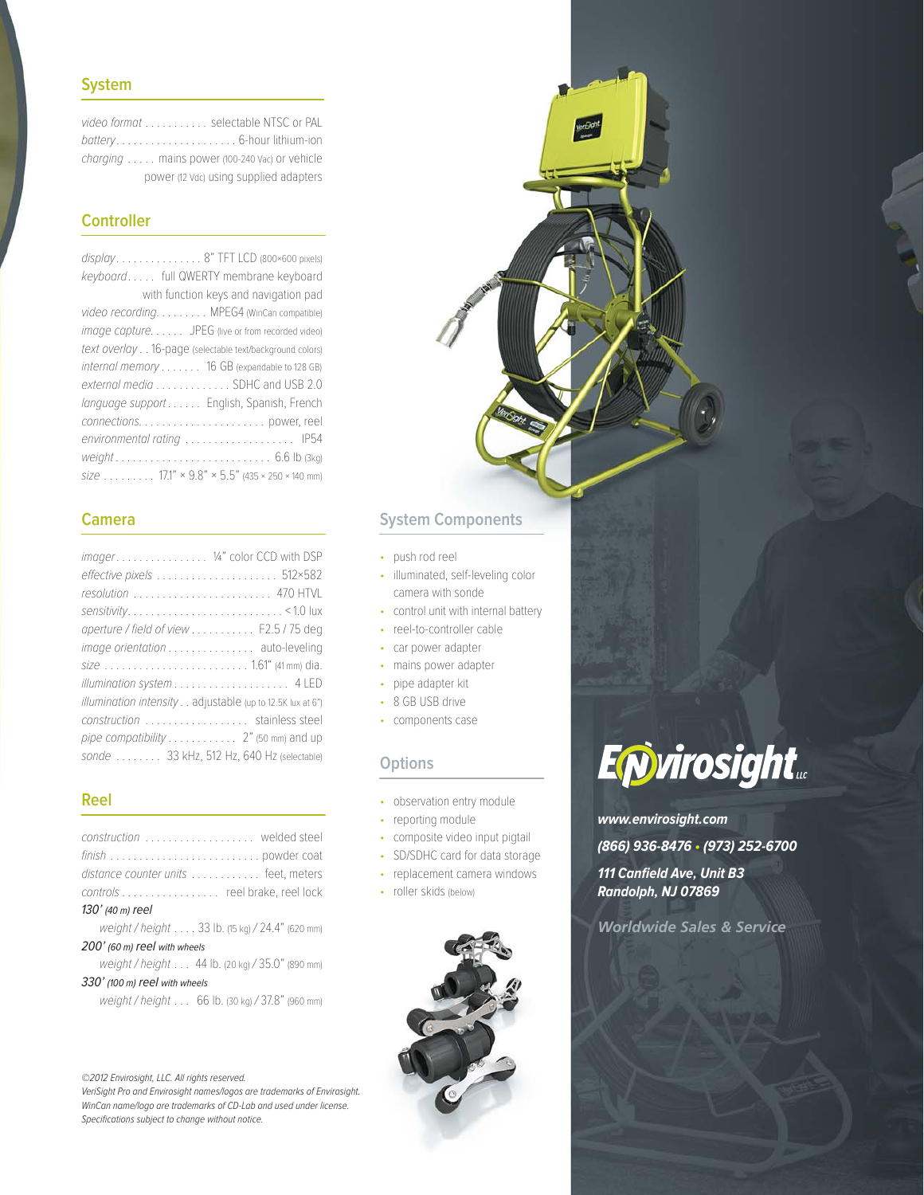## System

| | |
|---|---|
| *video format* | selectable NTSC or PAL |
| *battery* | 6-hour lithium-ion |
| *charging* | mains power (100-240 Vac) or vehicle power (12 Vdc) using supplied adapters |

## Controller

| | |
|---|---|
| *display* | 8" TFT LCD (800×600 pixels) |
| *keyboard* | full QWERTY membrane keyboard with function keys and navigation pad |
| *video recording* | MPEG4 (WinCan compatible) |
| *image capture* | JPEG (live or from recorded video) |
| *text overlay* | 16-page (selectable text/background colors) |
| *internal memory* | 16 GB (expandable to 128 GB) |
| *external media* | SDHC and USB 2.0 |
| *language support* | English, Spanish, French |
| *connections* | power, reel |
| *environmental rating* | IP54 |
| *weight* | 6.6 lb (3kg) |
| *size* | 17.1" × 9.8" × 5.5" (435 × 250 × 140 mm) |

## Camera

| | |
|---|---|
| *imager* | ¼" color CCD with DSP |
| *effective pixels* | 512×582 |
| *resolution* | 470 HTVL |
| *sensitivity* | < 1.0 lux |
| *aperture / field of view* | F2.5 / 75 deg |
| *image orientation* | auto-leveling |
| *size* | 1.61" (41 mm) dia. |
| *illumination system* | 4 LED |
| *illumination intensity* | adjustable (up to 12.5K lux at 6") |
| *construction* | stainless steel |
| *pipe compatibility* | 2" (50 mm) and up |
| *sonde* | 33 kHz, 512 Hz, 640 Hz (selectable) |

## Reel

| | |
|---|---|
| *construction* | welded steel |
| *finish* | powder coat |
| *distance counter units* | feet, meters |
| *controls* | reel brake, reel lock |
| ***130' (40 m) reel*** | |
| *weight / height* | 33 lb. (15 kg) / 24.4" (620 mm) |
| ***200' (60 m) reel with wheels*** | |
| *weight / height* | 44 lb. (20 kg) / 35.0" (890 mm) |
| ***330' (100 m) reel with wheels*** | |
| *weight / height* | 66 lb. (30 kg) / 37.8" (960 mm) |

## System Components

- push rod reel
- illuminated, self-leveling color camera with sonde
- control unit with internal battery
- reel-to-controller cable
- car power adapter
- mains power adapter
- pipe adapter kit
- 8 GB USB drive
- components case

## Options

- observation entry module
- reporting module
- composite video input pigtail
- SD/SDHC card for data storage
- replacement camera windows
- roller skids (below)

**Envirosight LLC**

***www.envirosight.com***

***(866) 936-8476 • (973) 252-6700***

***111 Canfield Ave, Unit B3***
***Randolph, NJ 07869***

***Worldwide Sales & Service***

*©2012 Envirosight, LLC. All rights reserved.*
*VeriSight Pro and Envirosight names/logos are trademarks of Envirosight.*
*WinCan name/logo are trademarks of CD-Lab and used under license.*
*Specifications subject to change without notice.*